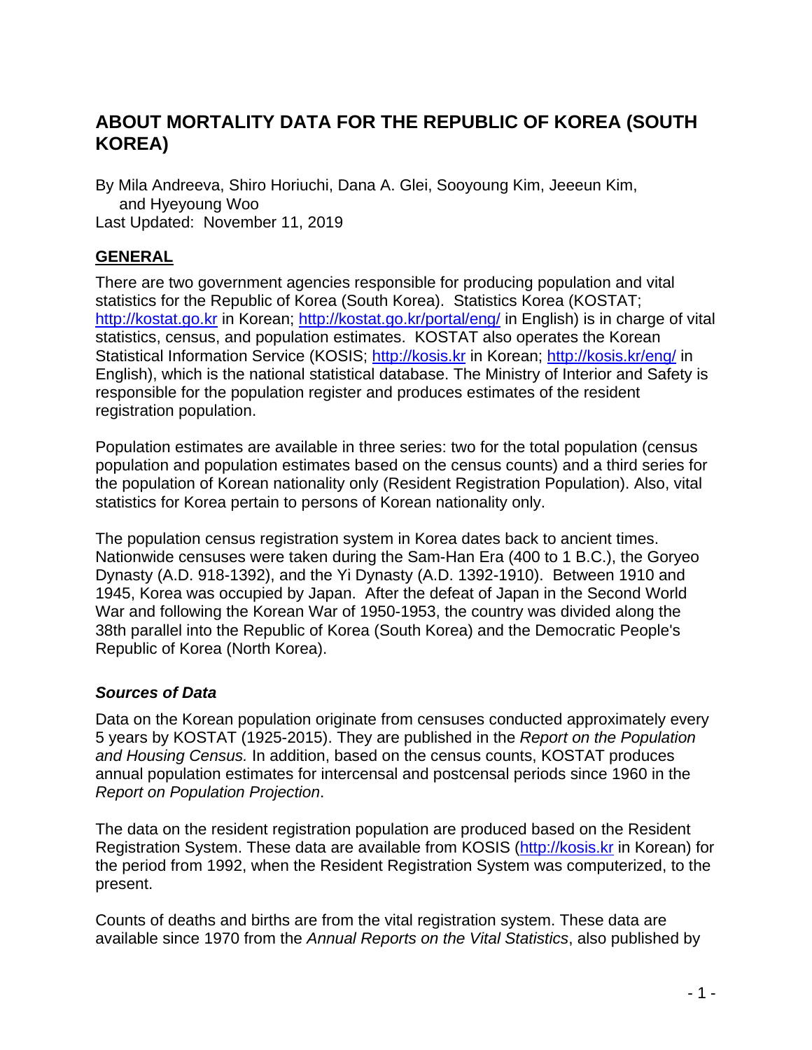# ABOUT MORTALITY DATA FOR THE REPUBLIC OF KOREA (SOUTH KOREA)

By Mila Andreeva, Shiro Horiuchi, Dana A. Glei, Sooyoung Kim, Jeeeun Kim, and Hyeyoung Woo

Last Updated: November 11, 2019

## GENERAL

There are two government agencies responsible for producing population and vital statistics for the Republic of Korea (South Korea). Statistics Korea (KOSTAT; http://kostat.go.kr in Korean; http://kostat.go.kr/portal/eng/ in English) is in charge of vital statistics, census, and population estimates. KOSTAT also operates the Korean Statistical Information Service (KOSIS; http://kosis.kr in Korean; http://kosis.kr/eng/ in English), which is the national statistical database. The Ministry of Interior and Safety is responsible for the population register and produces estimates of the resident registration population.

Population estimates are available in three series: two for the total population (census population and population estimates based on the census counts) and a third series for the population of Korean nationality only (Resident Registration Population). Also, vital statistics for Korea pertain to persons of Korean nationality only.

The population census registration system in Korea dates back to ancient times. Nationwide censuses were taken during the Sam-Han Era (400 to 1 B.C.), the Goryeo Dynasty (A.D. 918-1392), and the Yi Dynasty (A.D. 1392-1910). Between 1910 and 1945, Korea was occupied by Japan. After the defeat of Japan in the Second World War and following the Korean War of 1950-1953, the country was divided along the 38th parallel into the Republic of Korea (South Korea) and the Democratic People's Republic of Korea (North Korea).

### *Sources of Data*

Data on the Korean population originate from censuses conducted approximately every 5 years by KOSTAT (1925-2015). They are published in the *Report on the Population and Housing Census.* In addition, based on the census counts, KOSTAT produces annual population estimates for intercensal and postcensal periods since 1960 in the *Report on Population Projection*.

The data on the resident registration population are produced based on the Resident Registration System. These data are available from KOSIS (http://kosis.kr in Korean) for the period from 1992, when the Resident Registration System was computerized, to the present.

Counts of deaths and births are from the vital registration system. These data are available since 1970 from the *Annual Reports on the Vital Statistics*, also published by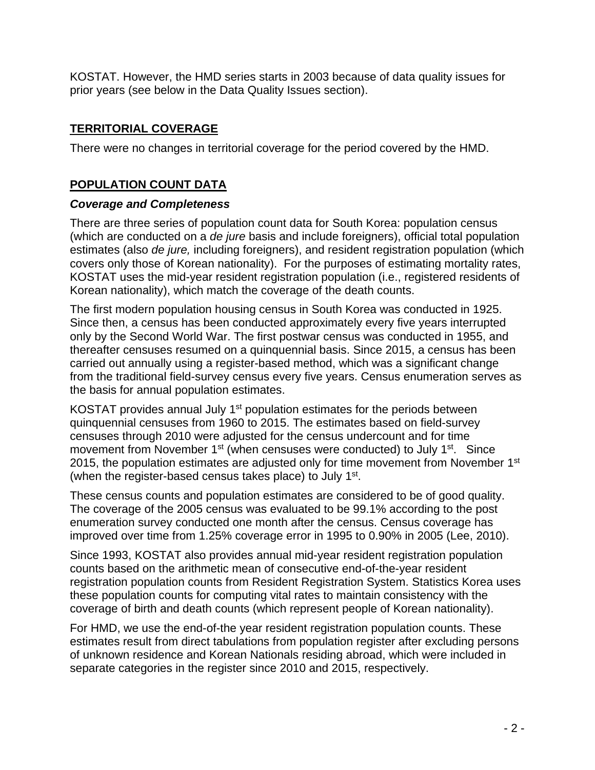KOSTAT. However, the HMD series starts in 2003 because of data quality issues for prior years (see below in the Data Quality Issues section).

## TERRITORIAL COVERAGE

There were no changes in territorial coverage for the period covered by the HMD.

## POPULATION COUNT DATA

### *Coverage and Completeness*

There are three series of population count data for South Korea: population census (which are conducted on a *de jure* basis and include foreigners), official total population estimates (also *de jure,* including foreigners), and resident registration population (which covers only those of Korean nationality). For the purposes of estimating mortality rates, KOSTAT uses the mid-year resident registration population (i.e., registered residents of Korean nationality), which match the coverage of the death counts.

The first modern population housing census in South Korea was conducted in 1925. Since then, a census has been conducted approximately every five years interrupted only by the Second World War. The first postwar census was conducted in 1955, and thereafter censuses resumed on a quinquennial basis. Since 2015, a census has been carried out annually using a register-based method, which was a significant change from the traditional field-survey census every five years. Census enumeration serves as the basis for annual population estimates.

KOSTAT provides annual July 1st population estimates for the periods between quinquennial censuses from 1960 to 2015. The estimates based on field-survey censuses through 2010 were adjusted for the census undercount and for time movement from November 1st (when censuses were conducted) to July 1st. Since 2015, the population estimates are adjusted only for time movement from November 1st (when the register-based census takes place) to July 1st.

These census counts and population estimates are considered to be of good quality. The coverage of the 2005 census was evaluated to be 99.1% according to the post enumeration survey conducted one month after the census. Census coverage has improved over time from 1.25% coverage error in 1995 to 0.90% in 2005 (Lee, 2010).

Since 1993, KOSTAT also provides annual mid-year resident registration population counts based on the arithmetic mean of consecutive end-of-the-year resident registration population counts from Resident Registration System. Statistics Korea uses these population counts for computing vital rates to maintain consistency with the coverage of birth and death counts (which represent people of Korean nationality).

For HMD, we use the end-of-the year resident registration population counts. These estimates result from direct tabulations from population register after excluding persons of unknown residence and Korean Nationals residing abroad, which were included in separate categories in the register since 2010 and 2015, respectively.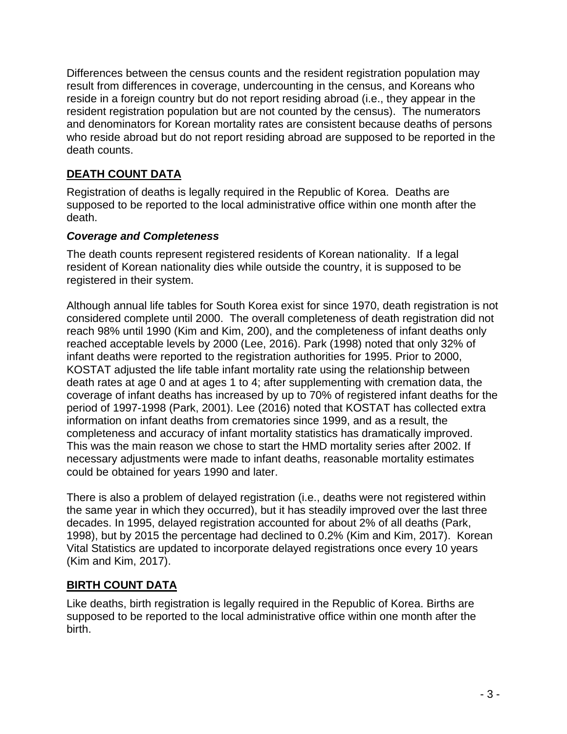Differences between the census counts and the resident registration population may result from differences in coverage, undercounting in the census, and Koreans who reside in a foreign country but do not report residing abroad (i.e., they appear in the resident registration population but are not counted by the census). The numerators and denominators for Korean mortality rates are consistent because deaths of persons who reside abroad but do not report residing abroad are supposed to be reported in the death counts.

## DEATH COUNT DATA

Registration of deaths is legally required in the Republic of Korea. Deaths are supposed to be reported to the local administrative office within one month after the death.

### *Coverage and Completeness*

The death counts represent registered residents of Korean nationality. If a legal resident of Korean nationality dies while outside the country, it is supposed to be registered in their system.

Although annual life tables for South Korea exist for since 1970, death registration is not considered complete until 2000. The overall completeness of death registration did not reach 98% until 1990 (Kim and Kim, 200), and the completeness of infant deaths only reached acceptable levels by 2000 (Lee, 2016). Park (1998) noted that only 32% of infant deaths were reported to the registration authorities for 1995. Prior to 2000, KOSTAT adjusted the life table infant mortality rate using the relationship between death rates at age 0 and at ages 1 to 4; after supplementing with cremation data, the coverage of infant deaths has increased by up to 70% of registered infant deaths for the period of 1997-1998 (Park, 2001). Lee (2016) noted that KOSTAT has collected extra information on infant deaths from crematories since 1999, and as a result, the completeness and accuracy of infant mortality statistics has dramatically improved. This was the main reason we chose to start the HMD mortality series after 2002. If necessary adjustments were made to infant deaths, reasonable mortality estimates could be obtained for years 1990 and later.

There is also a problem of delayed registration (i.e., deaths were not registered within the same year in which they occurred), but it has steadily improved over the last three decades. In 1995, delayed registration accounted for about 2% of all deaths (Park, 1998), but by 2015 the percentage had declined to 0.2% (Kim and Kim, 2017). Korean Vital Statistics are updated to incorporate delayed registrations once every 10 years (Kim and Kim, 2017).

## BIRTH COUNT DATA

Like deaths, birth registration is legally required in the Republic of Korea. Births are supposed to be reported to the local administrative office within one month after the birth.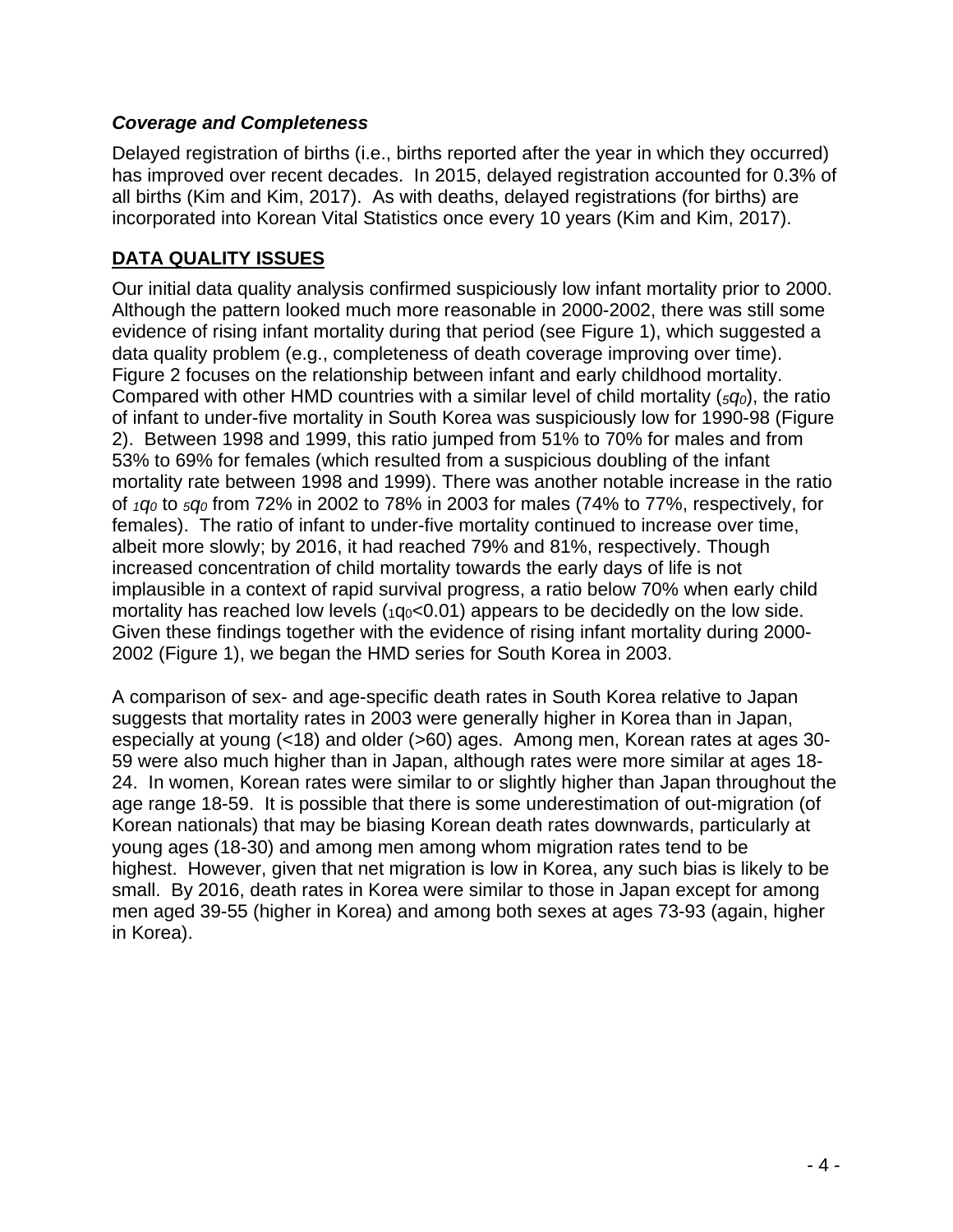### *Coverage and Completeness*

Delayed registration of births (i.e., births reported after the year in which they occurred) has improved over recent decades. In 2015, delayed registration accounted for 0.3% of all births (Kim and Kim, 2017). As with deaths, delayed registrations (for births) are incorporated into Korean Vital Statistics once every 10 years (Kim and Kim, 2017).

## DATA QUALITY ISSUES

Our initial data quality analysis confirmed suspiciously low infant mortality prior to 2000. Although the pattern looked much more reasonable in 2000-2002, there was still some evidence of rising infant mortality during that period (see Figure 1), which suggested a data quality problem (e.g., completeness of death coverage improving over time). Figure 2 focuses on the relationship between infant and early childhood mortality. Compared with other HMD countries with a similar level of child mortality (${}_5q_0$), the ratio of infant to under-five mortality in South Korea was suspiciously low for 1990-98 (Figure 2). Between 1998 and 1999, this ratio jumped from 51% to 70% for males and from 53% to 69% for females (which resulted from a suspicious doubling of the infant mortality rate between 1998 and 1999). There was another notable increase in the ratio of ${}_1q_0$ to ${}_5q_0$ from 72% in 2002 to 78% in 2003 for males (74% to 77%, respectively, for females). The ratio of infant to under-five mortality continued to increase over time, albeit more slowly; by 2016, it had reached 79% and 81%, respectively. Though increased concentration of child mortality towards the early days of life is not implausible in a context of rapid survival progress, a ratio below 70% when early child mortality has reached low levels (${}_1q_0$<0.01) appears to be decidedly on the low side. Given these findings together with the evidence of rising infant mortality during 2000-2002 (Figure 1), we began the HMD series for South Korea in 2003.

A comparison of sex- and age-specific death rates in South Korea relative to Japan suggests that mortality rates in 2003 were generally higher in Korea than in Japan, especially at young (<18) and older (>60) ages. Among men, Korean rates at ages 30-59 were also much higher than in Japan, although rates were more similar at ages 18-24. In women, Korean rates were similar to or slightly higher than Japan throughout the age range 18-59. It is possible that there is some underestimation of out-migration (of Korean nationals) that may be biasing Korean death rates downwards, particularly at young ages (18-30) and among men among whom migration rates tend to be highest. However, given that net migration is low in Korea, any such bias is likely to be small. By 2016, death rates in Korea were similar to those in Japan except for among men aged 39-55 (higher in Korea) and among both sexes at ages 73-93 (again, higher in Korea).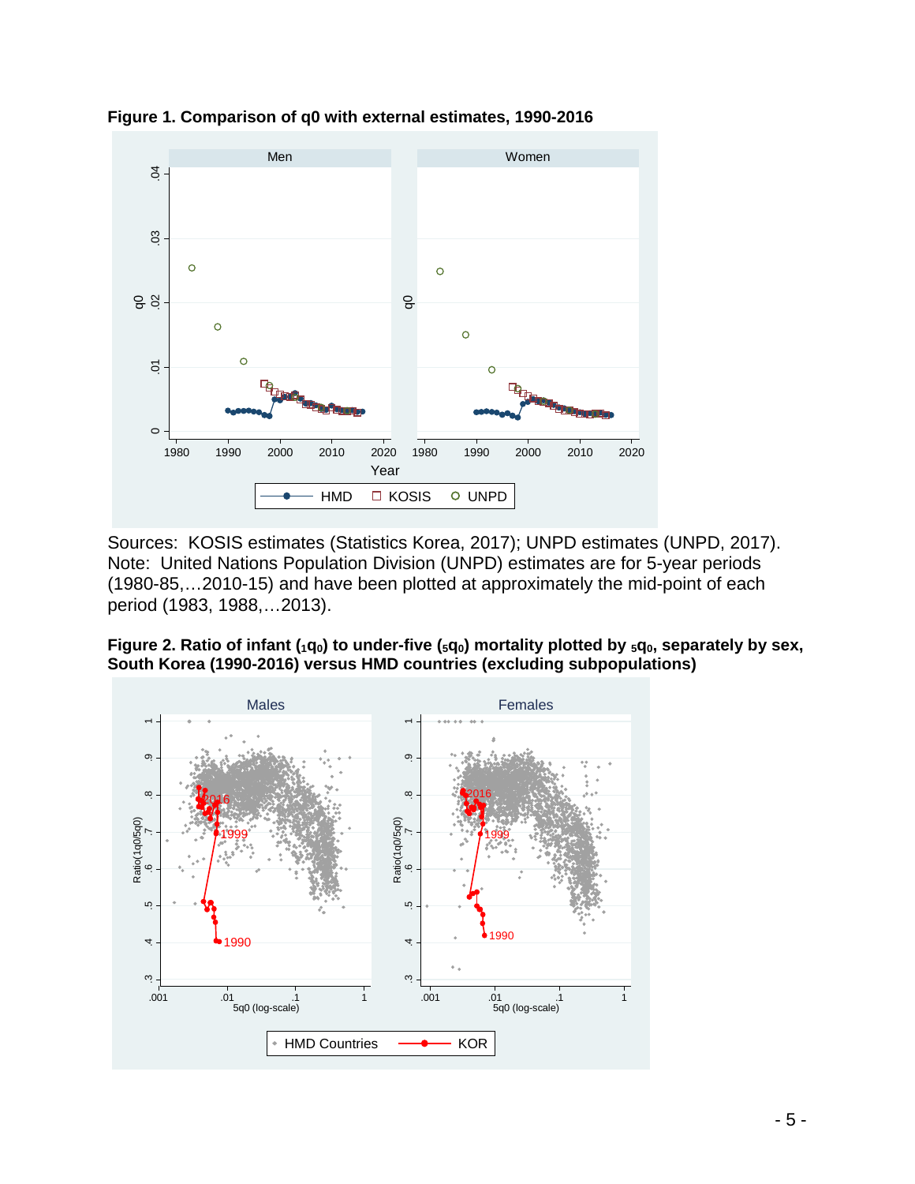**Figure 1. Comparison of q0 with external estimates, 1990-2016**

Sources: KOSIS estimates (Statistics Korea, 2017); UNPD estimates (UNPD, 2017).
Note: United Nations Population Division (UNPD) estimates are for 5-year periods (1980-85,…2010-15) and have been plotted at approximately the mid-point of each period (1983, 1988,…2013).

**Figure 2. Ratio of infant ($_1q_0$) to under-five ($_5q_0$) mortality plotted by $_5q_0$, separately by sex, South Korea (1990-2016) versus HMD countries (excluding subpopulations)**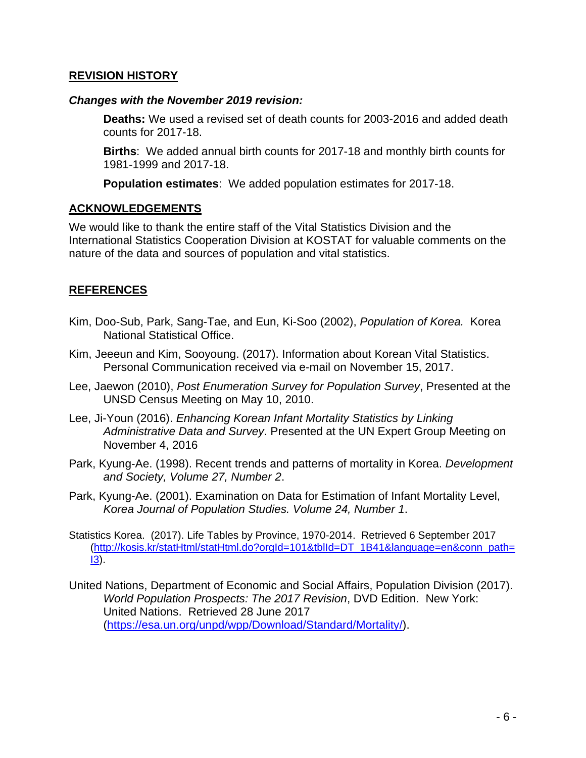## REVISION HISTORY

***Changes with the November 2019 revision:***

**Deaths:** We used a revised set of death counts for 2003-2016 and added death counts for 2017-18.

**Births**: We added annual birth counts for 2017-18 and monthly birth counts for 1981-1999 and 2017-18.

**Population estimates**: We added population estimates for 2017-18.

## ACKNOWLEDGEMENTS

We would like to thank the entire staff of the Vital Statistics Division and the International Statistics Cooperation Division at KOSTAT for valuable comments on the nature of the data and sources of population and vital statistics.

## REFERENCES

Kim, Doo-Sub, Park, Sang-Tae, and Eun, Ki-Soo (2002), *Population of Korea.* Korea National Statistical Office.

Kim, Jeeeun and Kim, Sooyoung. (2017). Information about Korean Vital Statistics. Personal Communication received via e-mail on November 15, 2017.

Lee, Jaewon (2010), *Post Enumeration Survey for Population Survey*, Presented at the UNSD Census Meeting on May 10, 2010.

Lee, Ji-Youn (2016). *Enhancing Korean Infant Mortality Statistics by Linking Administrative Data and Survey*. Presented at the UN Expert Group Meeting on November 4, 2016

Park, Kyung-Ae. (1998). Recent trends and patterns of mortality in Korea. *Development and Society, Volume 27, Number 2*.

Park, Kyung-Ae. (2001). Examination on Data for Estimation of Infant Mortality Level, *Korea Journal of Population Studies. Volume 24, Number 1*.

Statistics Korea. (2017). Life Tables by Province, 1970-2014. Retrieved 6 September 2017 (http://kosis.kr/statHtml/statHtml.do?orgId=101&tblId=DT_1B41&language=en&conn_path=I3).

United Nations, Department of Economic and Social Affairs, Population Division (2017). *World Population Prospects: The 2017 Revision*, DVD Edition. New York: United Nations. Retrieved 28 June 2017 (https://esa.un.org/unpd/wpp/Download/Standard/Mortality/).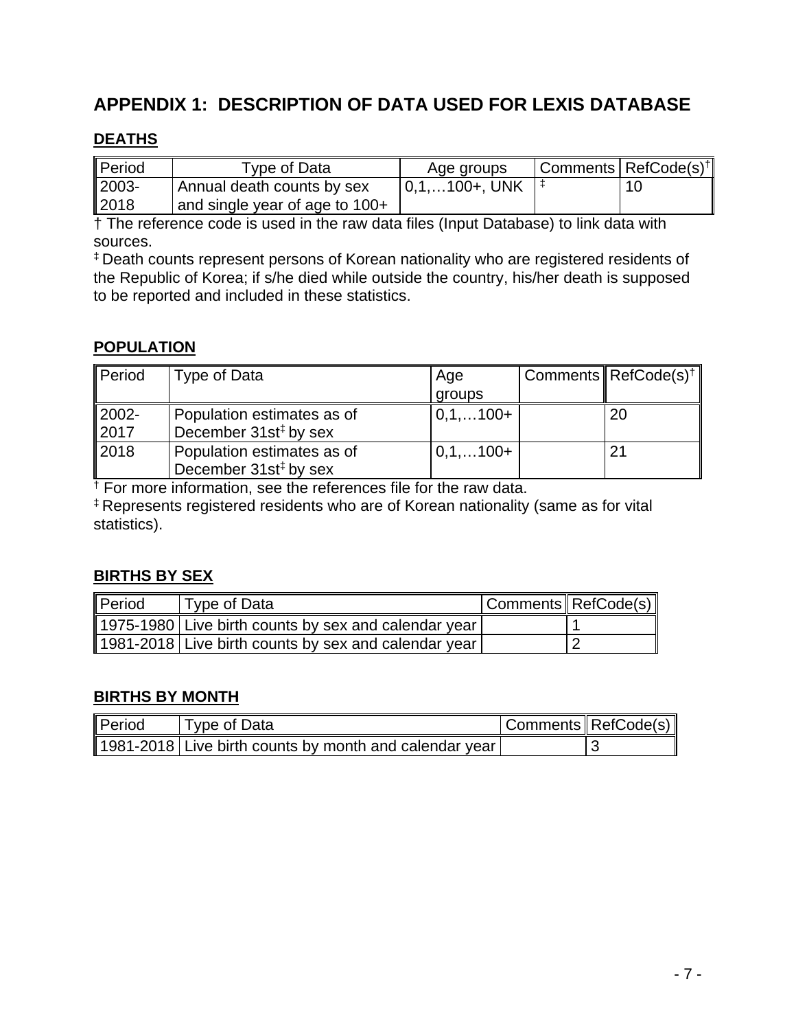# APPENDIX 1: DESCRIPTION OF DATA USED FOR LEXIS DATABASE

## DEATHS

| Period | Type of Data | Age groups | Comments | RefCode(s)† |
|---|---|---|---|---|
| 2003-2018 | Annual death counts by sex and single year of age to 100+ | 0,1,…100+, UNK | ‡ | 10 |

† The reference code is used in the raw data files (Input Database) to link data with sources.

‡ Death counts represent persons of Korean nationality who are registered residents of the Republic of Korea; if s/he died while outside the country, his/her death is supposed to be reported and included in these statistics.

## POPULATION

| Period | Type of Data | Age groups | Comments | RefCode(s)† |
|---|---|---|---|---|
| 2002-2017 | Population estimates as of December 31st‡ by sex | 0,1,…100+ | | 20 |
| 2018 | Population estimates as of December 31st‡ by sex | 0,1,…100+ | | 21 |

† For more information, see the references file for the raw data.

‡ Represents registered residents who are of Korean nationality (same as for vital statistics).

## BIRTHS BY SEX

| Period | Type of Data | Comments | RefCode(s) |
|---|---|---|---|
| 1975-1980 | Live birth counts by sex and calendar year | | 1 |
| 1981-2018 | Live birth counts by sex and calendar year | | 2 |

## BIRTHS BY MONTH

| Period | Type of Data | Comments | RefCode(s) |
|---|---|---|---|
| 1981-2018 | Live birth counts by month and calendar year | | 3 |